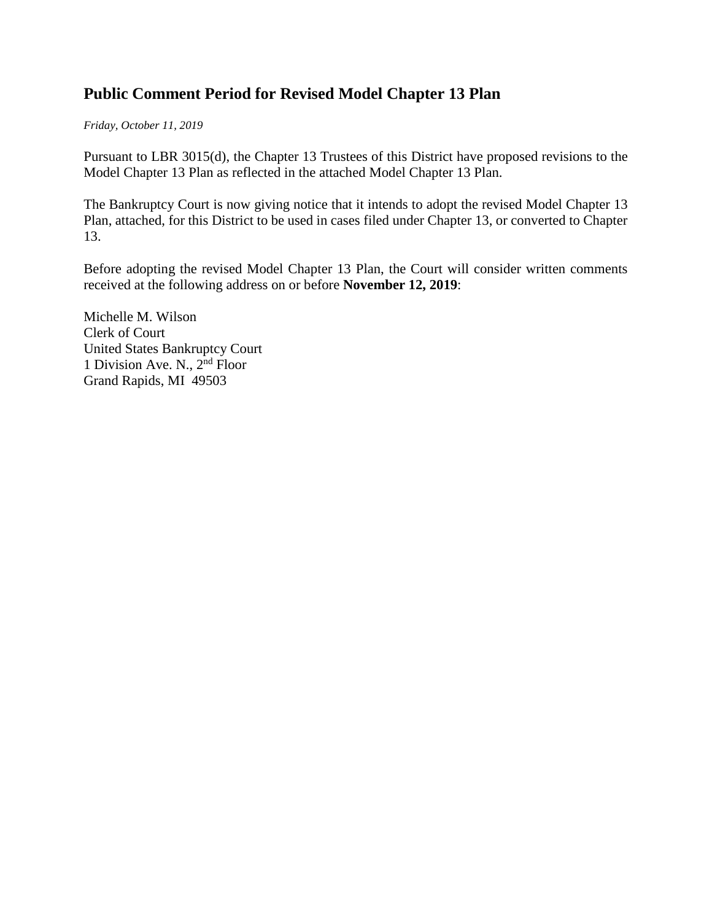# Public Comment Period for Revised Model Chapter 13 Plan

*Friday, October 11, 2019*

Pursuant to LBR 3015(d), the Chapter 13 Trustees of this District have proposed revisions to the Model Chapter 13 Plan as reflected in the attached Model Chapter 13 Plan.

The Bankruptcy Court is now giving notice that it intends to adopt the revised Model Chapter 13 Plan, attached, for this District to be used in cases filed under Chapter 13, or converted to Chapter 13.

Before adopting the revised Model Chapter 13 Plan, the Court will consider written comments received at the following address on or before **November 12, 2019**:

Michelle M. Wilson
Clerk of Court
United States Bankruptcy Court
1 Division Ave. N., 2nd Floor
Grand Rapids, MI 49503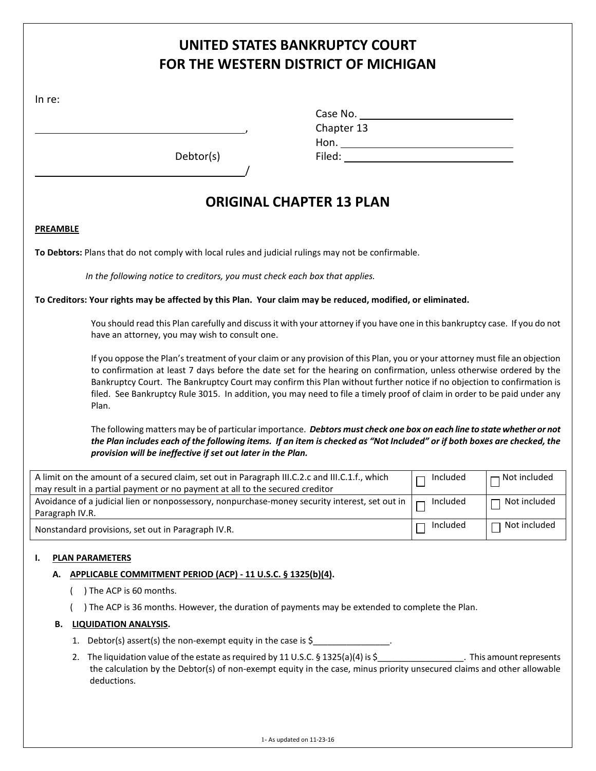# UNITED STATES BANKRUPTCY COURT
# FOR THE WESTERN DISTRICT OF MICHIGAN

In re:

\_\_\_\_\_\_\_\_\_\_\_\_\_\_\_\_\_\_\_\_\_\_\_\_\_\_\_\_\_\_\_\_,

Debtor(s)

\_\_\_\_\_\_\_\_\_\_\_\_\_\_\_\_\_\_\_\_\_\_\_\_\_\_\_\_\_\_\_\_/

Case No. \_\_\_\_\_\_\_\_\_\_\_\_\_\_\_\_\_\_\_\_
Chapter 13
Hon. \_\_\_\_\_\_\_\_\_\_\_\_\_\_\_\_\_\_\_\_
Filed: \_\_\_\_\_\_\_\_\_\_\_\_\_\_\_\_\_\_\_\_

## ORIGINAL CHAPTER 13 PLAN

**PREAMBLE**

**To Debtors:** Plans that do not comply with local rules and judicial rulings may not be confirmable.

*In the following notice to creditors, you must check each box that applies.*

**To Creditors: Your rights may be affected by this Plan. Your claim may be reduced, modified, or eliminated.**

You should read this Plan carefully and discuss it with your attorney if you have one in this bankruptcy case. If you do not have an attorney, you may wish to consult one.

If you oppose the Plan's treatment of your claim or any provision of this Plan, you or your attorney must file an objection to confirmation at least 7 days before the date set for the hearing on confirmation, unless otherwise ordered by the Bankruptcy Court. The Bankruptcy Court may confirm this Plan without further notice if no objection to confirmation is filed. See Bankruptcy Rule 3015. In addition, you may need to file a timely proof of claim in order to be paid under any Plan.

The following matters may be of particular importance. ***Debtors must check one box on each line to state whether or not the Plan includes each of the following items. If an item is checked as "Not Included" or if both boxes are checked, the provision will be ineffective if set out later in the Plan.***

| | | |
|---|---|---|
| A limit on the amount of a secured claim, set out in Paragraph III.C.2.c and III.C.1.f., which may result in a partial payment or no payment at all to the secured creditor | ☐ Included | ☐ Not included |
| Avoidance of a judicial lien or nonpossessory, nonpurchase-money security interest, set out in Paragraph IV.R. | ☐ Included | ☐ Not included |
| Nonstandard provisions, set out in Paragraph IV.R. | ☐ Included | ☐ Not included |

**I. PLAN PARAMETERS**

**A. APPLICABLE COMMITMENT PERIOD (ACP) - 11 U.S.C. § 1325(b)(4).**

( ) The ACP is 60 months.

( ) The ACP is 36 months. However, the duration of payments may be extended to complete the Plan.

**B. LIQUIDATION ANALYSIS.**

1. Debtor(s) assert(s) the non-exempt equity in the case is $\_\_\_\_\_\_\_\_\_\_\_\_\_\_\_\_.
2. The liquidation value of the estate as required by 11 U.S.C. § 1325(a)(4) is $\_\_\_\_\_\_\_\_\_\_\_\_\_\_\_\_\_\_. This amount represents the calculation by the Debtor(s) of non-exempt equity in the case, minus priority unsecured claims and other allowable deductions.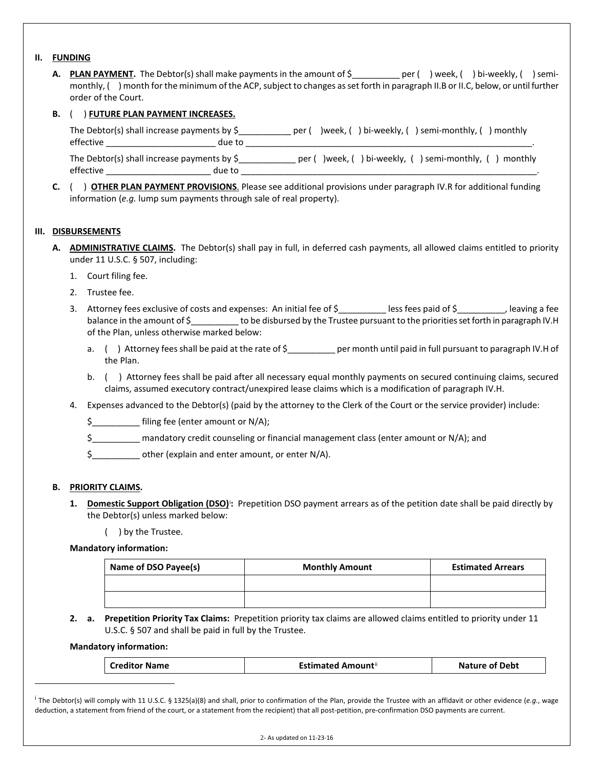## II. FUNDING

**A. PLAN PAYMENT.** The Debtor(s) shall make payments in the amount of $__________ per ( ) week, ( ) bi-weekly, ( ) semi-monthly, ( ) month for the minimum of the ACP, subject to changes as set forth in paragraph II.B or II.C, below, or until further order of the Court.

**B.** ( ) **FUTURE PLAN PAYMENT INCREASES.**

The Debtor(s) shall increase payments by $___________ per ( )week, ( ) bi-weekly, ( ) semi-monthly, ( ) monthly effective ______________________ due to ______________________________________________________________.

The Debtor(s) shall increase payments by $____________ per ( )week, ( ) bi-weekly, ( ) semi-monthly, ( ) monthly effective _____________________ due to _______________________________________________________________.

**C.** ( ) **OTHER PLAN PAYMENT PROVISIONS**. Please see additional provisions under paragraph IV.R for additional funding information (*e.g.* lump sum payments through sale of real property).

## III. DISBURSEMENTS

**A. ADMINISTRATIVE CLAIMS.** The Debtor(s) shall pay in full, in deferred cash payments, all allowed claims entitled to priority under 11 U.S.C. § 507, including:

1. Court filing fee.
2. Trustee fee.
3. Attorney fees exclusive of costs and expenses: An initial fee of $__________ less fees paid of $__________, leaving a fee balance in the amount of $__________ to be disbursed by the Trustee pursuant to the priorities set forth in paragraph IV.H of the Plan, unless otherwise marked below:
   a. ( ) Attorney fees shall be paid at the rate of $__________ per month until paid in full pursuant to paragraph IV.H of the Plan.
   b. ( ) Attorney fees shall be paid after all necessary equal monthly payments on secured continuing claims, secured claims, assumed executory contract/unexpired lease claims which is a modification of paragraph IV.H.
4. Expenses advanced to the Debtor(s) (paid by the attorney to the Clerk of the Court or the service provider) include:

   $__________ filing fee (enter amount or N/A);

   $__________ mandatory credit counseling or financial management class (enter amount or N/A); and

   $__________ other (explain and enter amount, or enter N/A).

**B. PRIORITY CLAIMS.**

**1. Domestic Support Obligation (DSO)[i]:** Prepetition DSO payment arrears as of the petition date shall be paid directly by the Debtor(s) unless marked below:

( ) by the Trustee.

**Mandatory information:**

| Name of DSO Payee(s) | Monthly Amount | Estimated Arrears |
|---|---|---|
| | | |
| | | |

**2. a. Prepetition Priority Tax Claims:** Prepetition priority tax claims are allowed claims entitled to priority under 11 U.S.C. § 507 and shall be paid in full by the Trustee.

**Mandatory information:**

| Creditor Name | Estimated Amount[ii] | Nature of Debt |
|---|---|---|

---

[i] The Debtor(s) will comply with 11 U.S.C. § 1325(a)(8) and shall, prior to confirmation of the Plan, provide the Trustee with an affidavit or other evidence (*e.g.*, wage deduction, a statement from friend of the court, or a statement from the recipient) that all post-petition, pre-confirmation DSO payments are current.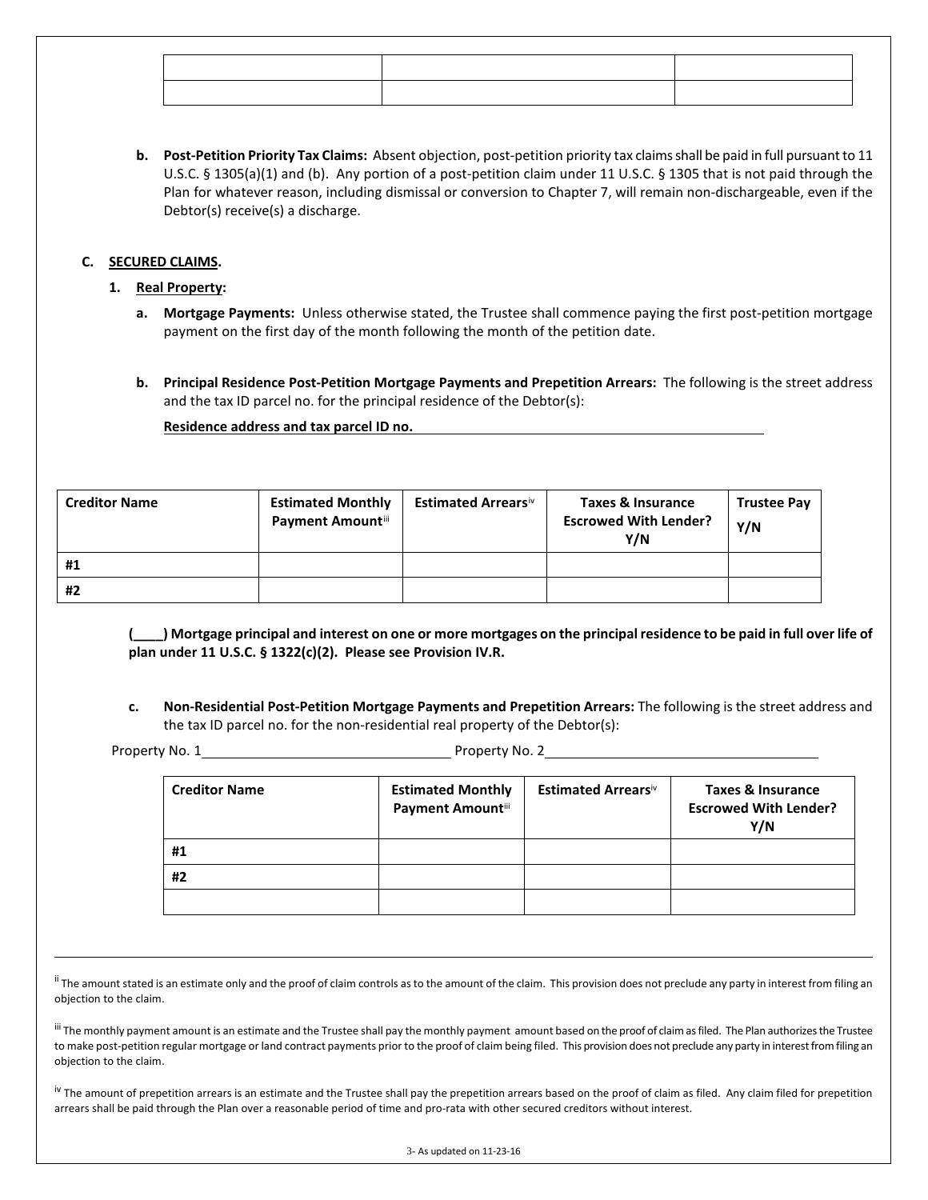| | | |
|---|---|---|
| | | |
| | | |

**b. Post-Petition Priority Tax Claims:** Absent objection, post-petition priority tax claims shall be paid in full pursuant to 11 U.S.C. § 1305(a)(1) and (b). Any portion of a post-petition claim under 11 U.S.C. § 1305 that is not paid through the Plan for whatever reason, including dismissal or conversion to Chapter 7, will remain non-dischargeable, even if the Debtor(s) receive(s) a discharge.

**C. SECURED CLAIMS.**

**1. Real Property:**

**a. Mortgage Payments:** Unless otherwise stated, the Trustee shall commence paying the first post-petition mortgage payment on the first day of the month following the month of the petition date.

**b. Principal Residence Post-Petition Mortgage Payments and Prepetition Arrears:** The following is the street address and the tax ID parcel no. for the principal residence of the Debtor(s):

**Residence address and tax parcel ID no.** ______________________________

| Creditor Name | Estimated Monthly Payment Amount[iii] | Estimated Arrears[iv] | Taxes & Insurance Escrowed With Lender? Y/N | Trustee Pay Y/N |
|---|---|---|---|---|
| #1 | | | | |
| #2 | | | | |

**(____) Mortgage principal and interest on one or more mortgages on the principal residence to be paid in full over life of plan under 11 U.S.C. § 1322(c)(2). Please see Provision IV.R.**

**c. Non-Residential Post-Petition Mortgage Payments and Prepetition Arrears:** The following is the street address and the tax ID parcel no. for the non-residential real property of the Debtor(s):

Property No. 1______________________________ Property No. 2______________________________

| Creditor Name | Estimated Monthly Payment Amount[iii] | Estimated Arrears[iv] | Taxes & Insurance Escrowed With Lender? Y/N |
|---|---|---|---|
| #1 | | | |
| #2 | | | |
| | | | |

---

[ii] The amount stated is an estimate only and the proof of claim controls as to the amount of the claim. This provision does not preclude any party in interest from filing an objection to the claim.

[iii] The monthly payment amount is an estimate and the Trustee shall pay the monthly payment amount based on the proof of claim as filed. The Plan authorizes the Trustee to make post-petition regular mortgage or land contract payments prior to the proof of claim being filed. This provision does not preclude any party in interest from filing an objection to the claim.

[iv] The amount of prepetition arrears is an estimate and the Trustee shall pay the prepetition arrears based on the proof of claim as filed. Any claim filed for prepetition arrears shall be paid through the Plan over a reasonable period of time and pro-rata with other secured creditors without interest.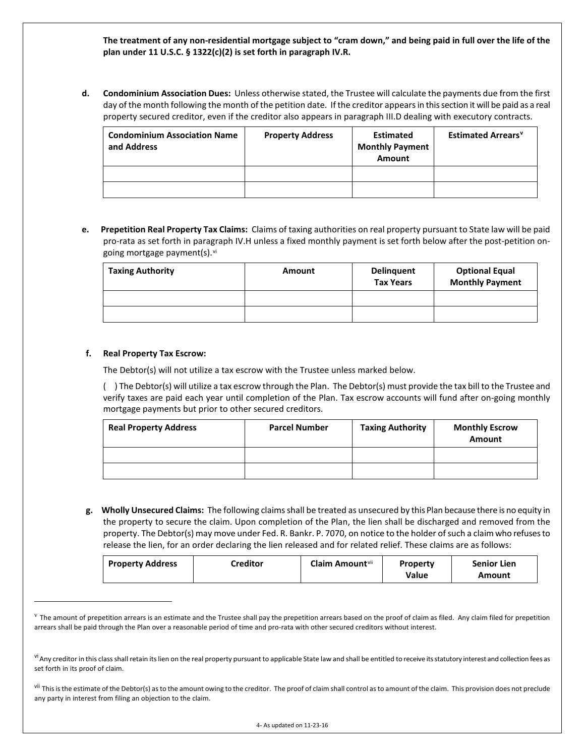**The treatment of any non-residential mortgage subject to "cram down," and being paid in full over the life of the plan under 11 U.S.C. § 1322(c)(2) is set forth in paragraph IV.R.**

**d. Condominium Association Dues:** Unless otherwise stated, the Trustee will calculate the payments due from the first day of the month following the month of the petition date. If the creditor appears in this section it will be paid as a real property secured creditor, even if the creditor also appears in paragraph III.D dealing with executory contracts.

| Condominium Association Name and Address | Property Address | Estimated Monthly Payment Amount | Estimated Arrears[v] |
|---|---|---|---|
| | | | |
| | | | |

**e. Prepetition Real Property Tax Claims:** Claims of taxing authorities on real property pursuant to State law will be paid pro-rata as set forth in paragraph IV.H unless a fixed monthly payment is set forth below after the post-petition on-going mortgage payment(s).[vi]

| Taxing Authority | Amount | Delinquent Tax Years | Optional Equal Monthly Payment |
|---|---|---|---|
| | | | |
| | | | |

**f. Real Property Tax Escrow:**

The Debtor(s) will not utilize a tax escrow with the Trustee unless marked below.

( ) The Debtor(s) will utilize a tax escrow through the Plan. The Debtor(s) must provide the tax bill to the Trustee and verify taxes are paid each year until completion of the Plan. Tax escrow accounts will fund after on-going monthly mortgage payments but prior to other secured creditors.

| Real Property Address | Parcel Number | Taxing Authority | Monthly Escrow Amount |
|---|---|---|---|
| | | | |
| | | | |

**g. Wholly Unsecured Claims:** The following claims shall be treated as unsecured by this Plan because there is no equity in the property to secure the claim. Upon completion of the Plan, the lien shall be discharged and removed from the property. The Debtor(s) may move under Fed. R. Bankr. P. 7070, on notice to the holder of such a claim who refuses to release the lien, for an order declaring the lien released and for related relief. These claims are as follows:

| Property Address | Creditor | Claim Amount[vii] | Property Value | Senior Lien Amount |
|---|---|---|---|---|

[v] The amount of prepetition arrears is an estimate and the Trustee shall pay the prepetition arrears based on the proof of claim as filed. Any claim filed for prepetition arrears shall be paid through the Plan over a reasonable period of time and pro-rata with other secured creditors without interest.

[vi] Any creditor in this class shall retain its lien on the real property pursuant to applicable State law and shall be entitled to receive its statutory interest and collection fees as set forth in its proof of claim.

[vii] This is the estimate of the Debtor(s) as to the amount owing to the creditor. The proof of claim shall control as to amount of the claim. This provision does not preclude any party in interest from filing an objection to the claim.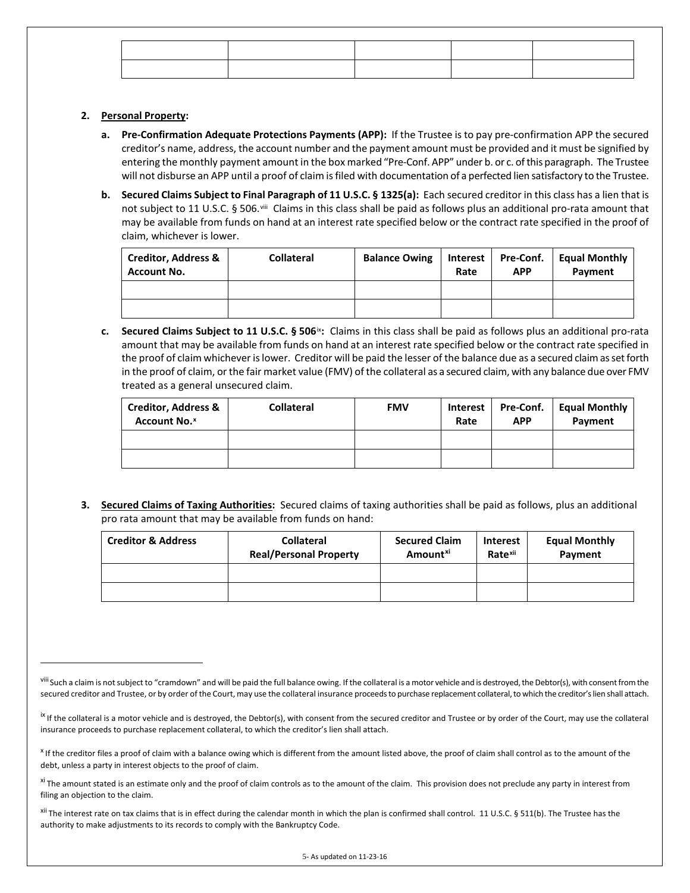| | | | | |
|---|---|---|---|---|
| | | | | |
| | | | | |

2. **Personal Property:**

   a. **Pre-Confirmation Adequate Protections Payments (APP):** If the Trustee is to pay pre-confirmation APP the secured creditor's name, address, the account number and the payment amount must be provided and it must be signified by entering the monthly payment amount in the box marked "Pre-Conf. APP" under b. or c. of this paragraph. The Trustee will not disburse an APP until a proof of claim is filed with documentation of a perfected lien satisfactory to the Trustee.

   b. **Secured Claims Subject to Final Paragraph of 11 U.S.C. § 1325(a):** Each secured creditor in this class has a lien that is not subject to 11 U.S.C. § 506.[viii] Claims in this class shall be paid as follows plus an additional pro-rata amount that may be available from funds on hand at an interest rate specified below or the contract rate specified in the proof of claim, whichever is lower.

| Creditor, Address & Account No. | Collateral | Balance Owing | Interest Rate | Pre-Conf. APP | Equal Monthly Payment |
|---|---|---|---|---|---|
| | | | | | |
| | | | | | |

   c. **Secured Claims Subject to 11 U.S.C. § 506**[ix]**:** Claims in this class shall be paid as follows plus an additional pro-rata amount that may be available from funds on hand at an interest rate specified below or the contract rate specified in the proof of claim whichever is lower. Creditor will be paid the lesser of the balance due as a secured claim as set forth in the proof of claim, or the fair market value (FMV) of the collateral as a secured claim, with any balance due over FMV treated as a general unsecured claim.

| Creditor, Address & Account No.[x] | Collateral | FMV | Interest Rate | Pre-Conf. APP | Equal Monthly Payment |
|---|---|---|---|---|---|
| | | | | | |
| | | | | | |

3. **Secured Claims of Taxing Authorities:** Secured claims of taxing authorities shall be paid as follows, plus an additional pro rata amount that may be available from funds on hand:

| Creditor & Address | Collateral Real/Personal Property | Secured Claim Amount[xi] | Interest Rate[xii] | Equal Monthly Payment |
|---|---|---|---|---|
| | | | | |
| | | | | |

---

[viii] Such a claim is not subject to "cramdown" and will be paid the full balance owing. If the collateral is a motor vehicle and is destroyed, the Debtor(s), with consent from the secured creditor and Trustee, or by order of the Court, may use the collateral insurance proceeds to purchase replacement collateral, to which the creditor's lien shall attach.

[ix] If the collateral is a motor vehicle and is destroyed, the Debtor(s), with consent from the secured creditor and Trustee or by order of the Court, may use the collateral insurance proceeds to purchase replacement collateral, to which the creditor's lien shall attach.

[x] If the creditor files a proof of claim with a balance owing which is different from the amount listed above, the proof of claim shall control as to the amount of the debt, unless a party in interest objects to the proof of claim.

[xi] The amount stated is an estimate only and the proof of claim controls as to the amount of the claim. This provision does not preclude any party in interest from filing an objection to the claim.

[xii] The interest rate on tax claims that is in effect during the calendar month in which the plan is confirmed shall control. 11 U.S.C. § 511(b). The Trustee has the authority to make adjustments to its records to comply with the Bankruptcy Code.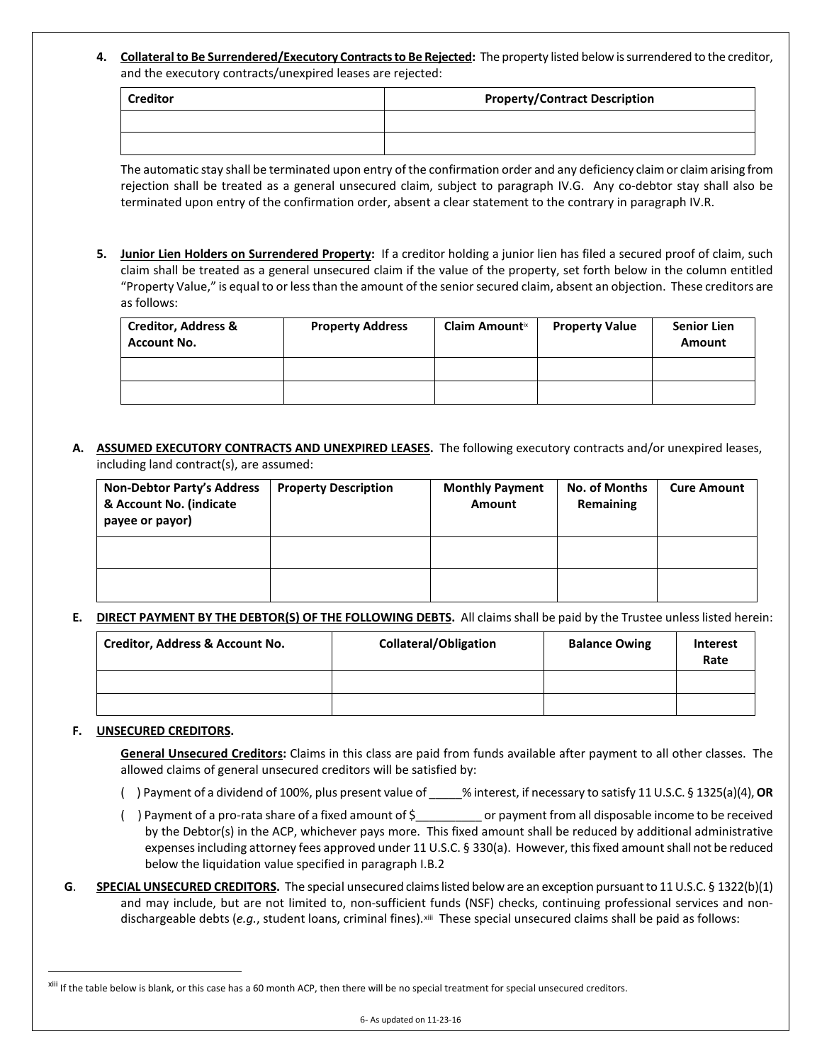4. **Collateral to Be Surrendered/Executory Contracts to Be Rejected:** The property listed below is surrendered to the creditor, and the executory contracts/unexpired leases are rejected:

| Creditor | Property/Contract Description |
|---|---|
| | |
| | |

The automatic stay shall be terminated upon entry of the confirmation order and any deficiency claim or claim arising from rejection shall be treated as a general unsecured claim, subject to paragraph IV.G. Any co-debtor stay shall also be terminated upon entry of the confirmation order, absent a clear statement to the contrary in paragraph IV.R.

5. **Junior Lien Holders on Surrendered Property:** If a creditor holding a junior lien has filed a secured proof of claim, such claim shall be treated as a general unsecured claim if the value of the property, set forth below in the column entitled "Property Value," is equal to or less than the amount of the senior secured claim, absent an objection. These creditors are as follows:

| Creditor, Address & Account No. | Property Address | Claim Amount[ix] | Property Value | Senior Lien Amount |
|---|---|---|---|---|
| | | | | |
| | | | | |

**A. ASSUMED EXECUTORY CONTRACTS AND UNEXPIRED LEASES.** The following executory contracts and/or unexpired leases, including land contract(s), are assumed:

| Non-Debtor Party's Address & Account No. (indicate payee or payor) | Property Description | Monthly Payment Amount | No. of Months Remaining | Cure Amount |
|---|---|---|---|---|
| | | | | |
| | | | | |

**E. DIRECT PAYMENT BY THE DEBTOR(S) OF THE FOLLOWING DEBTS.** All claims shall be paid by the Trustee unless listed herein:

| Creditor, Address & Account No. | Collateral/Obligation | Balance Owing | Interest Rate |
|---|---|---|---|
| | | | |
| | | | |

**F. UNSECURED CREDITORS.**

**General Unsecured Creditors:** Claims in this class are paid from funds available after payment to all other classes. The allowed claims of general unsecured creditors will be satisfied by:

( ) Payment of a dividend of 100%, plus present value of _____% interest, if necessary to satisfy 11 U.S.C. § 1325(a)(4), **OR**

( ) Payment of a pro-rata share of a fixed amount of $__________ or payment from all disposable income to be received by the Debtor(s) in the ACP, whichever pays more. This fixed amount shall be reduced by additional administrative expenses including attorney fees approved under 11 U.S.C. § 330(a). However, this fixed amount shall not be reduced below the liquidation value specified in paragraph I.B.2

**G. SPECIAL UNSECURED CREDITORS.** The special unsecured claims listed below are an exception pursuant to 11 U.S.C. § 1322(b)(1) and may include, but are not limited to, non-sufficient funds (NSF) checks, continuing professional services and non-dischargeable debts (*e.g.*, student loans, criminal fines).[xiii] These special unsecured claims shall be paid as follows:

[xiii] If the table below is blank, or this case has a 60 month ACP, then there will be no special treatment for special unsecured creditors.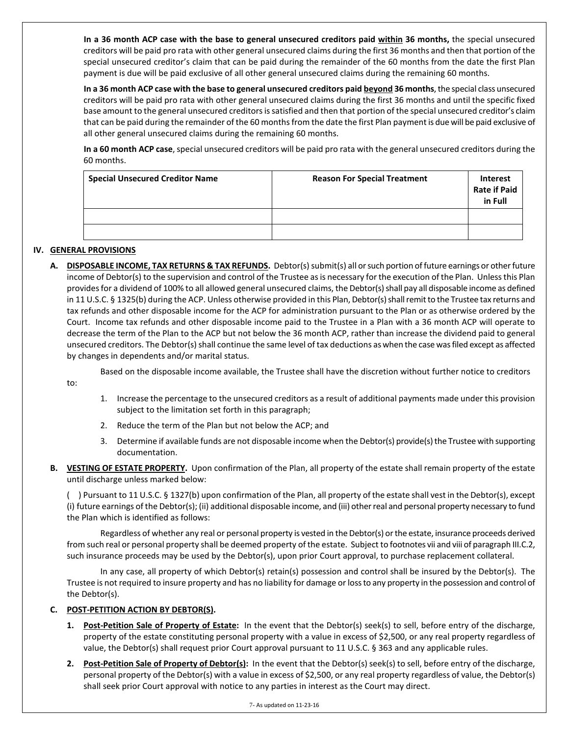**In a 36 month ACP case with the base to general unsecured creditors paid within 36 months,** the special unsecured creditors will be paid pro rata with other general unsecured claims during the first 36 months and then that portion of the special unsecured creditor's claim that can be paid during the remainder of the 60 months from the date the first Plan payment is due will be paid exclusive of all other general unsecured claims during the remaining 60 months.

**In a 36 month ACP case with the base to general unsecured creditors paid beyond 36 months**, the special class unsecured creditors will be paid pro rata with other general unsecured claims during the first 36 months and until the specific fixed base amount to the general unsecured creditors is satisfied and then that portion of the special unsecured creditor's claim that can be paid during the remainder of the 60 months from the date the first Plan payment is due will be paid exclusive of all other general unsecured claims during the remaining 60 months.

**In a 60 month ACP case**, special unsecured creditors will be paid pro rata with the general unsecured creditors during the 60 months.

| Special Unsecured Creditor Name | Reason For Special Treatment | Interest Rate if Paid in Full |
|---|---|---|
| | | |
| | | |

## IV. GENERAL PROVISIONS

**A. DISPOSABLE INCOME, TAX RETURNS & TAX REFUNDS.** Debtor(s) submit(s) all or such portion of future earnings or other future income of Debtor(s) to the supervision and control of the Trustee as is necessary for the execution of the Plan. Unless this Plan provides for a dividend of 100% to all allowed general unsecured claims, the Debtor(s) shall pay all disposable income as defined in 11 U.S.C. § 1325(b) during the ACP. Unless otherwise provided in this Plan, Debtor(s) shall remit to the Trustee tax returns and tax refunds and other disposable income for the ACP for administration pursuant to the Plan or as otherwise ordered by the Court. Income tax refunds and other disposable income paid to the Trustee in a Plan with a 36 month ACP will operate to decrease the term of the Plan to the ACP but not below the 36 month ACP, rather than increase the dividend paid to general unsecured creditors. The Debtor(s) shall continue the same level of tax deductions as when the case was filed except as affected by changes in dependents and/or marital status.

Based on the disposable income available, the Trustee shall have the discretion without further notice to creditors to:

1. Increase the percentage to the unsecured creditors as a result of additional payments made under this provision subject to the limitation set forth in this paragraph;
2. Reduce the term of the Plan but not below the ACP; and
3. Determine if available funds are not disposable income when the Debtor(s) provide(s) the Trustee with supporting documentation.

**B. VESTING OF ESTATE PROPERTY.** Upon confirmation of the Plan, all property of the estate shall remain property of the estate until discharge unless marked below:

( ) Pursuant to 11 U.S.C. § 1327(b) upon confirmation of the Plan, all property of the estate shall vest in the Debtor(s), except (i) future earnings of the Debtor(s); (ii) additional disposable income, and (iii) other real and personal property necessary to fund the Plan which is identified as follows:

Regardless of whether any real or personal property is vested in the Debtor(s) or the estate, insurance proceeds derived from such real or personal property shall be deemed property of the estate. Subject to footnotes vii and viii of paragraph III.C.2, such insurance proceeds may be used by the Debtor(s), upon prior Court approval, to purchase replacement collateral.

In any case, all property of which Debtor(s) retain(s) possession and control shall be insured by the Debtor(s). The Trustee is not required to insure property and has no liability for damage or loss to any property in the possession and control of the Debtor(s).

**C. POST-PETITION ACTION BY DEBTOR(S).**

1. **Post-Petition Sale of Property of Estate:** In the event that the Debtor(s) seek(s) to sell, before entry of the discharge, property of the estate constituting personal property with a value in excess of $2,500, or any real property regardless of value, the Debtor(s) shall request prior Court approval pursuant to 11 U.S.C. § 363 and any applicable rules.
2. **Post-Petition Sale of Property of Debtor(s):** In the event that the Debtor(s) seek(s) to sell, before entry of the discharge, personal property of the Debtor(s) with a value in excess of $2,500, or any real property regardless of value, the Debtor(s) shall seek prior Court approval with notice to any parties in interest as the Court may direct.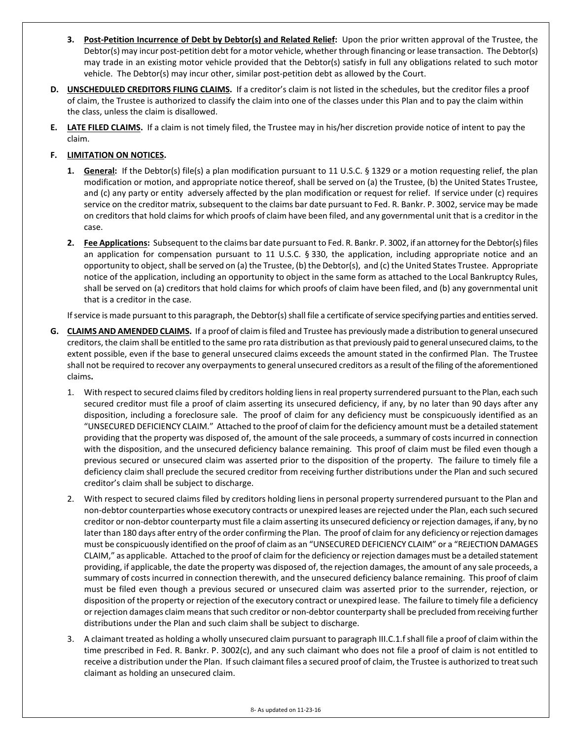3. **Post-Petition Incurrence of Debt by Debtor(s) and Related Relief:** Upon the prior written approval of the Trustee, the Debtor(s) may incur post-petition debt for a motor vehicle, whether through financing or lease transaction. The Debtor(s) may trade in an existing motor vehicle provided that the Debtor(s) satisfy in full any obligations related to such motor vehicle. The Debtor(s) may incur other, similar post-petition debt as allowed by the Court.

**D. UNSCHEDULED CREDITORS FILING CLAIMS.** If a creditor's claim is not listed in the schedules, but the creditor files a proof of claim, the Trustee is authorized to classify the claim into one of the classes under this Plan and to pay the claim within the class, unless the claim is disallowed.

**E. LATE FILED CLAIMS.** If a claim is not timely filed, the Trustee may in his/her discretion provide notice of intent to pay the claim.

**F. LIMITATION ON NOTICES.**

1. **General:** If the Debtor(s) file(s) a plan modification pursuant to 11 U.S.C. § 1329 or a motion requesting relief, the plan modification or motion, and appropriate notice thereof, shall be served on (a) the Trustee, (b) the Debtor(s), (c) the United States Trustee, and (c) any party or entity adversely affected by the plan modification or request for relief. If service under (c) requires service on the creditor matrix, subsequent to the claims bar date pursuant to Fed. R. Bankr. P. 3002, service may be made on creditors that hold claims for which proofs of claim have been filed, and any governmental unit that is a creditor in the case.

2. **Fee Applications:** Subsequent to the claims bar date pursuant to Fed. R. Bankr. P. 3002, if an attorney for the Debtor(s) files an application for compensation pursuant to 11 U.S.C. § 330, the application, including appropriate notice and an opportunity to object, shall be served on (a) the Trustee, (b) the Debtor(s), and (c) the United States Trustee. Appropriate notice of the application, including an opportunity to object in the same form as attached to the Local Bankruptcy Rules, shall be served on (a) creditors that hold claims for which proofs of claim have been filed, and (b) any governmental unit that is a creditor in the case.

If service is made pursuant to this paragraph, the Debtor(s) shall file a certificate of service specifying parties and entities served.

**G. CLAIMS AND AMENDED CLAIMS.** If a proof of claim is filed and Trustee has previously made a distribution to general unsecured creditors, the claim shall be entitled to the same pro rata distribution as that previously paid to general unsecured claims, to the extent possible, even if the base to general unsecured claims exceeds the amount stated in the confirmed Plan. The Trustee shall not be required to recover any overpayments to general unsecured creditors as a result of the filing of the aforementioned claims**.**

1. With respect to secured claims filed by creditors holding liens in real property surrendered pursuant to the Plan, each such secured creditor must file a proof of claim asserting its unsecured deficiency, if any, by no later than 90 days after any disposition, including a foreclosure sale. The proof of claim for any deficiency must be conspicuously identified as an "UNSECURED DEFICIENCY CLAIM." Attached to the proof of claim for the deficiency amount must be a detailed statement providing that the property was disposed of, the amount of the sale proceeds, a summary of costs incurred in connection with the disposition, and the unsecured deficiency balance remaining. This proof of claim must be filed even though a previous secured or unsecured claim was asserted prior to the disposition of the property. The failure to timely file a deficiency claim shall preclude the secured creditor from receiving further distributions under the Plan and such secured creditor's claim shall be subject to discharge.

2. With respect to secured claims filed by creditors holding liens in personal property surrendered pursuant to the Plan and non-debtor counterparties whose executory contracts or unexpired leases are rejected under the Plan, each such secured creditor or non-debtor counterparty must file a claim asserting its unsecured deficiency or rejection damages, if any, by no later than 180 days after entry of the order confirming the Plan. The proof of claim for any deficiency or rejection damages must be conspicuously identified on the proof of claim as an "UNSECURED DEFICIENCY CLAIM" or a "REJECTION DAMAGES CLAIM," as applicable. Attached to the proof of claim for the deficiency or rejection damages must be a detailed statement providing, if applicable, the date the property was disposed of, the rejection damages, the amount of any sale proceeds, a summary of costs incurred in connection therewith, and the unsecured deficiency balance remaining. This proof of claim must be filed even though a previous secured or unsecured claim was asserted prior to the surrender, rejection, or disposition of the property or rejection of the executory contract or unexpired lease. The failure to timely file a deficiency or rejection damages claim means that such creditor or non-debtor counterparty shall be precluded from receiving further distributions under the Plan and such claim shall be subject to discharge.

3. A claimant treated as holding a wholly unsecured claim pursuant to paragraph III.C.1.f shall file a proof of claim within the time prescribed in Fed. R. Bankr. P. 3002(c), and any such claimant who does not file a proof of claim is not entitled to receive a distribution under the Plan. If such claimant files a secured proof of claim, the Trustee is authorized to treat such claimant as holding an unsecured claim.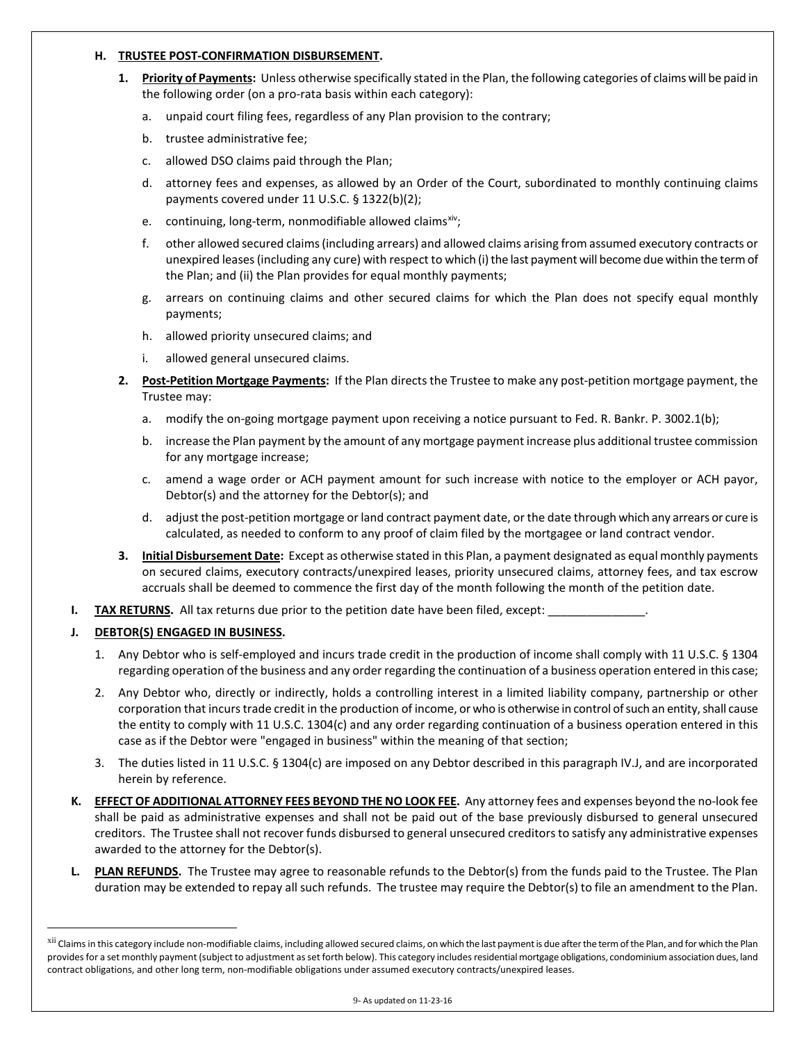**H. TRUSTEE POST-CONFIRMATION DISBURSEMENT.**

1. **Priority of Payments:** Unless otherwise specifically stated in the Plan, the following categories of claims will be paid in the following order (on a pro-rata basis within each category):
   a. unpaid court filing fees, regardless of any Plan provision to the contrary;
   b. trustee administrative fee;
   c. allowed DSO claims paid through the Plan;
   d. attorney fees and expenses, as allowed by an Order of the Court, subordinated to monthly continuing claims payments covered under 11 U.S.C. § 1322(b)(2);
   e. continuing, long-term, nonmodifiable allowed claims[xiv];
   f. other allowed secured claims (including arrears) and allowed claims arising from assumed executory contracts or unexpired leases (including any cure) with respect to which (i) the last payment will become due within the term of the Plan; and (ii) the Plan provides for equal monthly payments;
   g. arrears on continuing claims and other secured claims for which the Plan does not specify equal monthly payments;
   h. allowed priority unsecured claims; and
   i. allowed general unsecured claims.
2. **Post-Petition Mortgage Payments:** If the Plan directs the Trustee to make any post-petition mortgage payment, the Trustee may:
   a. modify the on-going mortgage payment upon receiving a notice pursuant to Fed. R. Bankr. P. 3002.1(b);
   b. increase the Plan payment by the amount of any mortgage payment increase plus additional trustee commission for any mortgage increase;
   c. amend a wage order or ACH payment amount for such increase with notice to the employer or ACH payor, Debtor(s) and the attorney for the Debtor(s); and
   d. adjust the post-petition mortgage or land contract payment date, or the date through which any arrears or cure is calculated, as needed to conform to any proof of claim filed by the mortgagee or land contract vendor.
3. **Initial Disbursement Date:** Except as otherwise stated in this Plan, a payment designated as equal monthly payments on secured claims, executory contracts/unexpired leases, priority unsecured claims, attorney fees, and tax escrow accruals shall be deemed to commence the first day of the month following the month of the petition date.

**I. TAX RETURNS.** All tax returns due prior to the petition date have been filed, except: _______________.

**J. DEBTOR(S) ENGAGED IN BUSINESS.**

1. Any Debtor who is self-employed and incurs trade credit in the production of income shall comply with 11 U.S.C. § 1304 regarding operation of the business and any order regarding the continuation of a business operation entered in this case;
2. Any Debtor who, directly or indirectly, holds a controlling interest in a limited liability company, partnership or other corporation that incurs trade credit in the production of income, or who is otherwise in control of such an entity, shall cause the entity to comply with 11 U.S.C. 1304(c) and any order regarding continuation of a business operation entered in this case as if the Debtor were "engaged in business" within the meaning of that section;
3. The duties listed in 11 U.S.C. § 1304(c) are imposed on any Debtor described in this paragraph IV.J, and are incorporated herein by reference.

**K. EFFECT OF ADDITIONAL ATTORNEY FEES BEYOND THE NO LOOK FEE.** Any attorney fees and expenses beyond the no-look fee shall be paid as administrative expenses and shall not be paid out of the base previously disbursed to general unsecured creditors. The Trustee shall not recover funds disbursed to general unsecured creditors to satisfy any administrative expenses awarded to the attorney for the Debtor(s).

**L. PLAN REFUNDS.** The Trustee may agree to reasonable refunds to the Debtor(s) from the funds paid to the Trustee. The Plan duration may be extended to repay all such refunds. The trustee may require the Debtor(s) to file an amendment to the Plan.

---

[xii] Claims in this category include non-modifiable claims, including allowed secured claims, on which the last payment is due after the term of the Plan, and for which the Plan provides for a set monthly payment (subject to adjustment as set forth below). This category includes residential mortgage obligations, condominium association dues, land contract obligations, and other long term, non-modifiable obligations under assumed executory contracts/unexpired leases.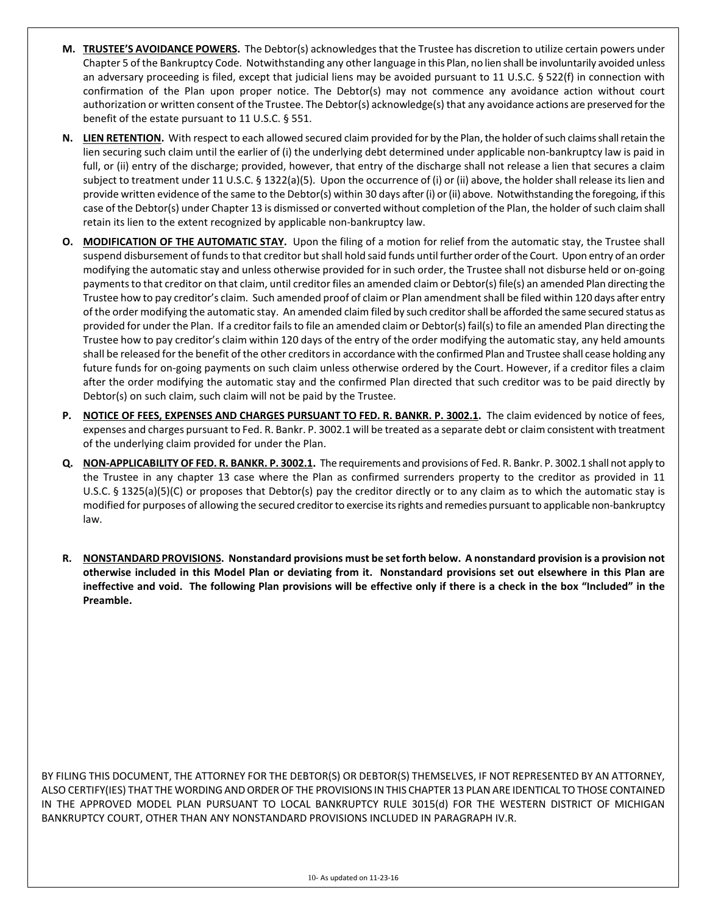**M. TRUSTEE'S AVOIDANCE POWERS.** The Debtor(s) acknowledges that the Trustee has discretion to utilize certain powers under Chapter 5 of the Bankruptcy Code. Notwithstanding any other language in this Plan, no lien shall be involuntarily avoided unless an adversary proceeding is filed, except that judicial liens may be avoided pursuant to 11 U.S.C. § 522(f) in connection with confirmation of the Plan upon proper notice. The Debtor(s) may not commence any avoidance action without court authorization or written consent of the Trustee. The Debtor(s) acknowledge(s) that any avoidance actions are preserved for the benefit of the estate pursuant to 11 U.S.C. § 551.

**N. LIEN RETENTION.** With respect to each allowed secured claim provided for by the Plan, the holder of such claims shall retain the lien securing such claim until the earlier of (i) the underlying debt determined under applicable non-bankruptcy law is paid in full, or (ii) entry of the discharge; provided, however, that entry of the discharge shall not release a lien that secures a claim subject to treatment under 11 U.S.C. § 1322(a)(5). Upon the occurrence of (i) or (ii) above, the holder shall release its lien and provide written evidence of the same to the Debtor(s) within 30 days after (i) or (ii) above. Notwithstanding the foregoing, if this case of the Debtor(s) under Chapter 13 is dismissed or converted without completion of the Plan, the holder of such claim shall retain its lien to the extent recognized by applicable non-bankruptcy law.

**O. MODIFICATION OF THE AUTOMATIC STAY.** Upon the filing of a motion for relief from the automatic stay, the Trustee shall suspend disbursement of funds to that creditor but shall hold said funds until further order of the Court. Upon entry of an order modifying the automatic stay and unless otherwise provided for in such order, the Trustee shall not disburse held or on-going payments to that creditor on that claim, until creditor files an amended claim or Debtor(s) file(s) an amended Plan directing the Trustee how to pay creditor's claim. Such amended proof of claim or Plan amendment shall be filed within 120 days after entry of the order modifying the automatic stay. An amended claim filed by such creditor shall be afforded the same secured status as provided for under the Plan. If a creditor fails to file an amended claim or Debtor(s) fail(s) to file an amended Plan directing the Trustee how to pay creditor's claim within 120 days of the entry of the order modifying the automatic stay, any held amounts shall be released for the benefit of the other creditors in accordance with the confirmed Plan and Trustee shall cease holding any future funds for on-going payments on such claim unless otherwise ordered by the Court. However, if a creditor files a claim after the order modifying the automatic stay and the confirmed Plan directed that such creditor was to be paid directly by Debtor(s) on such claim, such claim will not be paid by the Trustee.

**P. NOTICE OF FEES, EXPENSES AND CHARGES PURSUANT TO FED. R. BANKR. P. 3002.1.** The claim evidenced by notice of fees, expenses and charges pursuant to Fed. R. Bankr. P. 3002.1 will be treated as a separate debt or claim consistent with treatment of the underlying claim provided for under the Plan.

**Q. NON-APPLICABILITY OF FED. R. BANKR. P. 3002.1.** The requirements and provisions of Fed. R. Bankr. P. 3002.1 shall not apply to the Trustee in any chapter 13 case where the Plan as confirmed surrenders property to the creditor as provided in 11 U.S.C. § 1325(a)(5)(C) or proposes that Debtor(s) pay the creditor directly or to any claim as to which the automatic stay is modified for purposes of allowing the secured creditor to exercise its rights and remedies pursuant to applicable non-bankruptcy law.

**R. NONSTANDARD PROVISIONS. Nonstandard provisions must be set forth below. A nonstandard provision is a provision not otherwise included in this Model Plan or deviating from it. Nonstandard provisions set out elsewhere in this Plan are ineffective and void. The following Plan provisions will be effective only if there is a check in the box "Included" in the Preamble.**

BY FILING THIS DOCUMENT, THE ATTORNEY FOR THE DEBTOR(S) OR DEBTOR(S) THEMSELVES, IF NOT REPRESENTED BY AN ATTORNEY, ALSO CERTIFY(IES) THAT THE WORDING AND ORDER OF THE PROVISIONS IN THIS CHAPTER 13 PLAN ARE IDENTICAL TO THOSE CONTAINED IN THE APPROVED MODEL PLAN PURSUANT TO LOCAL BANKRUPTCY RULE 3015(d) FOR THE WESTERN DISTRICT OF MICHIGAN BANKRUPTCY COURT, OTHER THAN ANY NONSTANDARD PROVISIONS INCLUDED IN PARAGRAPH IV.R.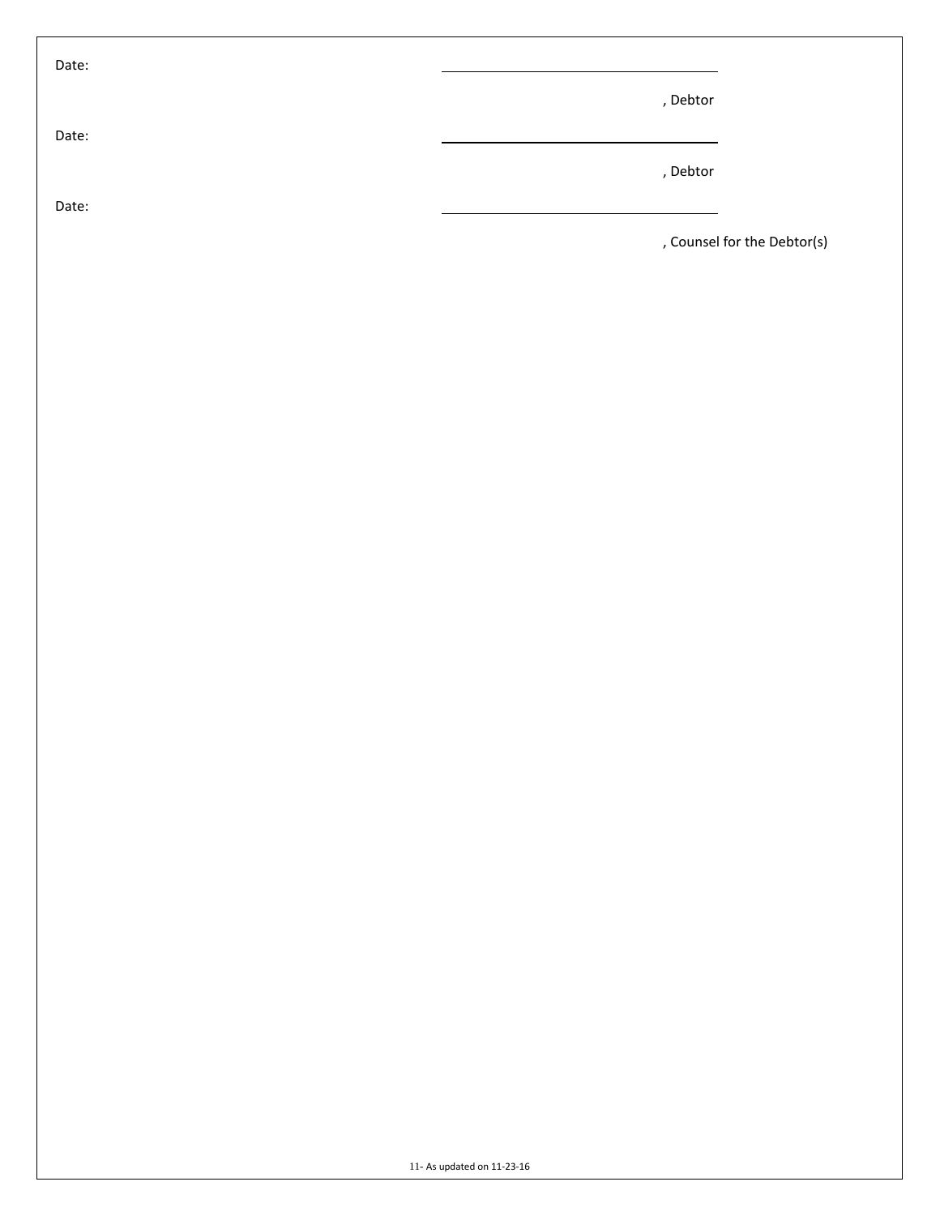Date: ______________________________

______________________________, Debtor

Date: ______________________________

______________________________, Debtor

Date: ______________________________

______________________________, Counsel for the Debtor(s)

11- As updated on 11-23-16